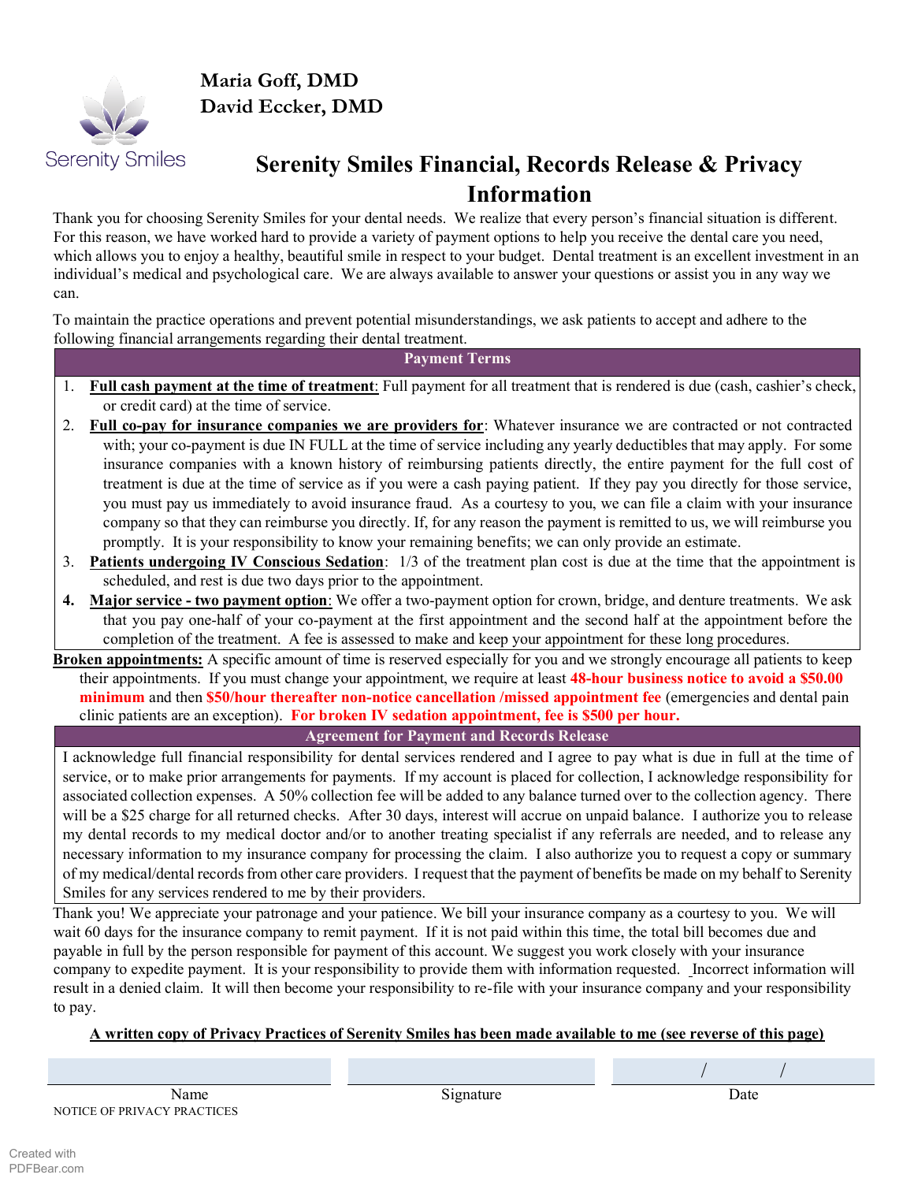Serenity Smiles

**Maria Goff, DMD**
**David Eccker, DMD**

# Serenity Smiles Financial, Records Release & Privacy Information

Thank you for choosing Serenity Smiles for your dental needs. We realize that every person's financial situation is different. For this reason, we have worked hard to provide a variety of payment options to help you receive the dental care you need, which allows you to enjoy a healthy, beautiful smile in respect to your budget. Dental treatment is an excellent investment in an individual's medical and psychological care. We are always available to answer your questions or assist you in any way we can.

To maintain the practice operations and prevent potential misunderstandings, we ask patients to accept and adhere to the following financial arrangements regarding their dental treatment.

## Payment Terms

1. **Full cash payment at the time of treatment**: Full payment for all treatment that is rendered is due (cash, cashier's check, or credit card) at the time of service.
2. **Full co-pay for insurance companies we are providers for**: Whatever insurance we are contracted or not contracted with; your co-payment is due IN FULL at the time of service including any yearly deductibles that may apply. For some insurance companies with a known history of reimbursing patients directly, the entire payment for the full cost of treatment is due at the time of service as if you were a cash paying patient. If they pay you directly for those service, you must pay us immediately to avoid insurance fraud. As a courtesy to you, we can file a claim with your insurance company so that they can reimburse you directly. If, for any reason the payment is remitted to us, we will reimburse you promptly. It is your responsibility to know your remaining benefits; we can only provide an estimate.
3. **Patients undergoing IV Conscious Sedation**: 1/3 of the treatment plan cost is due at the time that the appointment is scheduled, and rest is due two days prior to the appointment.
4. **Major service - two payment option**: We offer a two-payment option for crown, bridge, and denture treatments. We ask that you pay one-half of your co-payment at the first appointment and the second half at the appointment before the completion of the treatment. A fee is assessed to make and keep your appointment for these long procedures.

**Broken appointments:** A specific amount of time is reserved especially for you and we strongly encourage all patients to keep their appointments. If you must change your appointment, we require at least **48-hour business notice to avoid a $50.00 minimum** and then **$50/hour thereafter non-notice cancellation /missed appointment fee** (emergencies and dental pain clinic patients are an exception). **For broken IV sedation appointment, fee is $500 per hour.**

## Agreement for Payment and Records Release

I acknowledge full financial responsibility for dental services rendered and I agree to pay what is due in full at the time of service, or to make prior arrangements for payments. If my account is placed for collection, I acknowledge responsibility for associated collection expenses. A 50% collection fee will be added to any balance turned over to the collection agency. There will be a $25 charge for all returned checks. After 30 days, interest will accrue on unpaid balance. I authorize you to release my dental records to my medical doctor and/or to another treating specialist if any referrals are needed, and to release any necessary information to my insurance company for processing the claim. I also authorize you to request a copy or summary of my medical/dental records from other care providers. I request that the payment of benefits be made on my behalf to Serenity Smiles for any services rendered to me by their providers.

Thank you! We appreciate your patronage and your patience. We bill your insurance company as a courtesy to you. We will wait 60 days for the insurance company to remit payment. If it is not paid within this time, the total bill becomes due and payable in full by the person responsible for payment of this account. We suggest you work closely with your insurance company to expedite payment. It is your responsibility to provide them with information requested. Incorrect information will result in a denied claim. It will then become your responsibility to re-file with your insurance company and your responsibility to pay.

**A written copy of Privacy Practices of Serenity Smiles has been made available to me (see reverse of this page)**

| Name | Signature | Date |
|---|---|---|
| | | / / |

NOTICE OF PRIVACY PRACTICES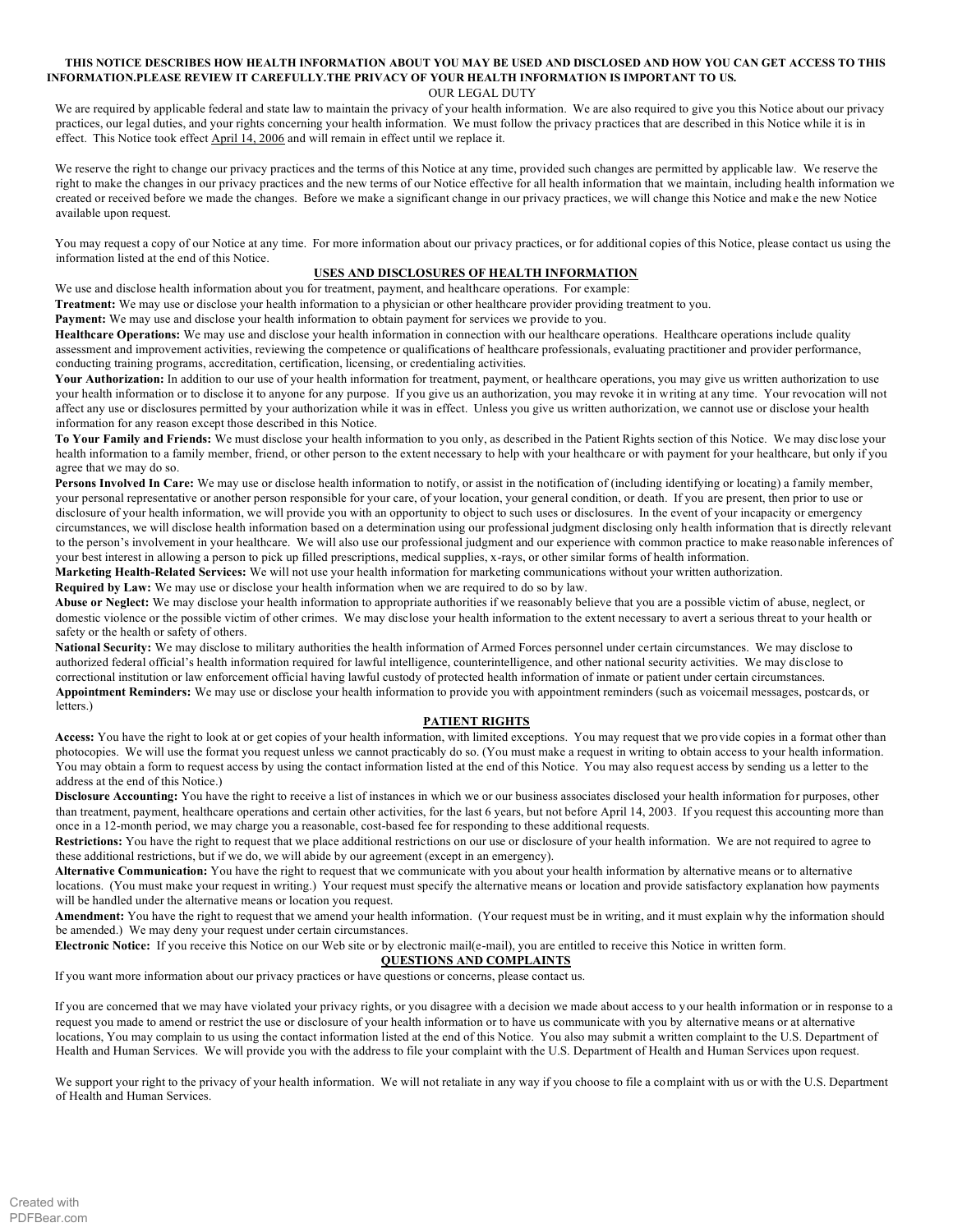**THIS NOTICE DESCRIBES HOW HEALTH INFORMATION ABOUT YOU MAY BE USED AND DISCLOSED AND HOW YOU CAN GET ACCESS TO THIS INFORMATION.PLEASE REVIEW IT CAREFULLY.THE PRIVACY OF YOUR HEALTH INFORMATION IS IMPORTANT TO US.**

## OUR LEGAL DUTY

We are required by applicable federal and state law to maintain the privacy of your health information. We are also required to give you this Notice about our privacy practices, our legal duties, and your rights concerning your health information. We must follow the privacy practices that are described in this Notice while it is in effect. This Notice took effect April 14, 2006 and will remain in effect until we replace it.

We reserve the right to change our privacy practices and the terms of this Notice at any time, provided such changes are permitted by applicable law. We reserve the right to make the changes in our privacy practices and the new terms of our Notice effective for all health information that we maintain, including health information we created or received before we made the changes. Before we make a significant change in our privacy practices, we will change this Notice and make the new Notice available upon request.

You may request a copy of our Notice at any time. For more information about our privacy practices, or for additional copies of this Notice, please contact us using the information listed at the end of this Notice.

## USES AND DISCLOSURES OF HEALTH INFORMATION

We use and disclose health information about you for treatment, payment, and healthcare operations. For example:

**Treatment:** We may use or disclose your health information to a physician or other healthcare provider providing treatment to you.

**Payment:** We may use and disclose your health information to obtain payment for services we provide to you.

**Healthcare Operations:** We may use and disclose your health information in connection with our healthcare operations. Healthcare operations include quality assessment and improvement activities, reviewing the competence or qualifications of healthcare professionals, evaluating practitioner and provider performance, conducting training programs, accreditation, certification, licensing, or credentialing activities.

**Your Authorization:** In addition to our use of your health information for treatment, payment, or healthcare operations, you may give us written authorization to use your health information or to disclose it to anyone for any purpose. If you give us an authorization, you may revoke it in writing at any time. Your revocation will not affect any use or disclosures permitted by your authorization while it was in effect. Unless you give us written authorization, we cannot use or disclose your health information for any reason except those described in this Notice.

**To Your Family and Friends:** We must disclose your health information to you only, as described in the Patient Rights section of this Notice. We may disclose your health information to a family member, friend, or other person to the extent necessary to help with your healthcare or with payment for your healthcare, but only if you agree that we may do so.

**Persons Involved In Care:** We may use or disclose health information to notify, or assist in the notification of (including identifying or locating) a family member, your personal representative or another person responsible for your care, of your location, your general condition, or death. If you are present, then prior to use or disclosure of your health information, we will provide you with an opportunity to object to such uses or disclosures. In the event of your incapacity or emergency circumstances, we will disclose health information based on a determination using our professional judgment disclosing only health information that is directly relevant to the person's involvement in your healthcare. We will also use our professional judgment and our experience with common practice to make reasonable inferences of your best interest in allowing a person to pick up filled prescriptions, medical supplies, x-rays, or other similar forms of health information.

**Marketing Health-Related Services:** We will not use your health information for marketing communications without your written authorization.

**Required by Law:** We may use or disclose your health information when we are required to do so by law.

**Abuse or Neglect:** We may disclose your health information to appropriate authorities if we reasonably believe that you are a possible victim of abuse, neglect, or domestic violence or the possible victim of other crimes. We may disclose your health information to the extent necessary to avert a serious threat to your health or safety or the health or safety of others.

**National Security:** We may disclose to military authorities the health information of Armed Forces personnel under certain circumstances. We may disclose to authorized federal official's health information required for lawful intelligence, counterintelligence, and other national security activities. We may disclose to correctional institution or law enforcement official having lawful custody of protected health information of inmate or patient under certain circumstances.

**Appointment Reminders:** We may use or disclose your health information to provide you with appointment reminders (such as voicemail messages, postcards, or letters.)

## PATIENT RIGHTS

**Access:** You have the right to look at or get copies of your health information, with limited exceptions. You may request that we provide copies in a format other than photocopies. We will use the format you request unless we cannot practicably do so. (You must make a request in writing to obtain access to your health information. You may obtain a form to request access by using the contact information listed at the end of this Notice. You may also request access by sending us a letter to the address at the end of this Notice.)

**Disclosure Accounting:** You have the right to receive a list of instances in which we or our business associates disclosed your health information for purposes, other than treatment, payment, healthcare operations and certain other activities, for the last 6 years, but not before April 14, 2003. If you request this accounting more than once in a 12-month period, we may charge you a reasonable, cost-based fee for responding to these additional requests.

**Restrictions:** You have the right to request that we place additional restrictions on our use or disclosure of your health information. We are not required to agree to these additional restrictions, but if we do, we will abide by our agreement (except in an emergency).

**Alternative Communication:** You have the right to request that we communicate with you about your health information by alternative means or to alternative locations. (You must make your request in writing.) Your request must specify the alternative means or location and provide satisfactory explanation how payments will be handled under the alternative means or location you request.

**Amendment:** You have the right to request that we amend your health information. (Your request must be in writing, and it must explain why the information should be amended.) We may deny your request under certain circumstances.

**Electronic Notice:** If you receive this Notice on our Web site or by electronic mail(e-mail), you are entitled to receive this Notice in written form.

## QUESTIONS AND COMPLAINTS

If you want more information about our privacy practices or have questions or concerns, please contact us.

If you are concerned that we may have violated your privacy rights, or you disagree with a decision we made about access to your health information or in response to a request you made to amend or restrict the use or disclosure of your health information or to have us communicate with you by alternative means or at alternative locations, You may complain to us using the contact information listed at the end of this Notice. You also may submit a written complaint to the U.S. Department of Health and Human Services. We will provide you with the address to file your complaint with the U.S. Department of Health and Human Services upon request.

We support your right to the privacy of your health information. We will not retaliate in any way if you choose to file a complaint with us or with the U.S. Department of Health and Human Services.